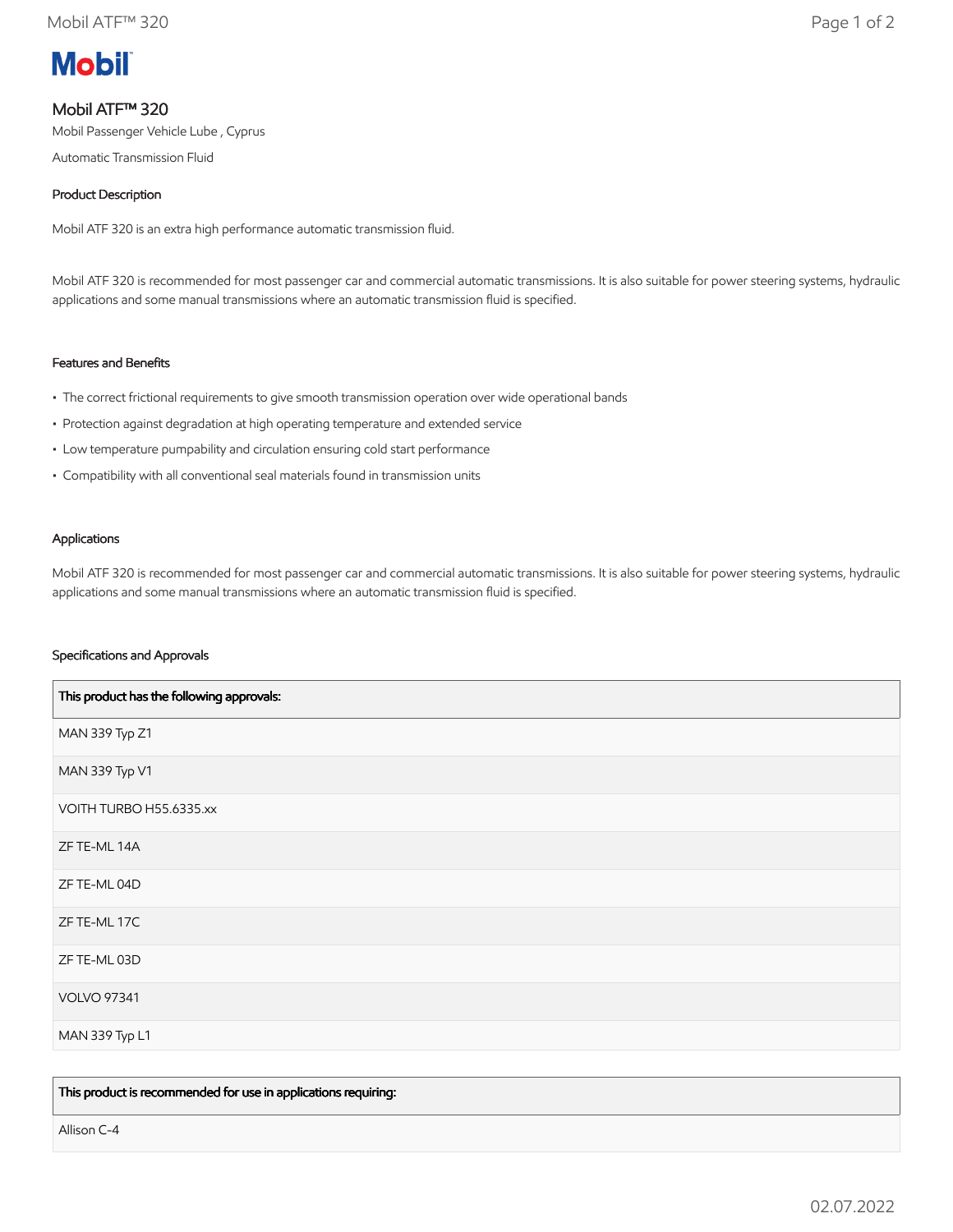# Mobil ATF™ 320

Mobil Passenger Vehicle Lube , Cyprus

Automatic Transmission Fluid

## Product Description

Mobil ATF 320 is an extra high performance automatic transmission fluid.

Mobil ATF 320 is recommended for most passenger car and commercial automatic transmissions. It is also suitable for power steering systems, hydraulic applications and some manual transmissions where an automatic transmission fluid is specified.

## Features and Benefits

- The correct frictional requirements to give smooth transmission operation over wide operational bands
- Protection against degradation at high operating temperature and extended service
- Low temperature pumpability and circulation ensuring cold start performance
- Compatibility with all conventional seal materials found in transmission units

## Applications

Mobil ATF 320 is recommended for most passenger car and commercial automatic transmissions. It is also suitable for power steering systems, hydraulic applications and some manual transmissions where an automatic transmission fluid is specified.

## Specifications and Approvals

| This product has the following approvals: |
|---|
| MAN 339 Typ Z1 |
| MAN 339 Typ V1 |
| VOITH TURBO H55.6335.xx |
| ZF TE-ML 14A |
| ZF TE-ML 04D |
| ZF TE-ML 17C |
| ZF TE-ML 03D |
| VOLVO 97341 |
| MAN 339 Typ L1 |

| This product is recommended for use in applications requiring: |
|---|
| Allison C-4 |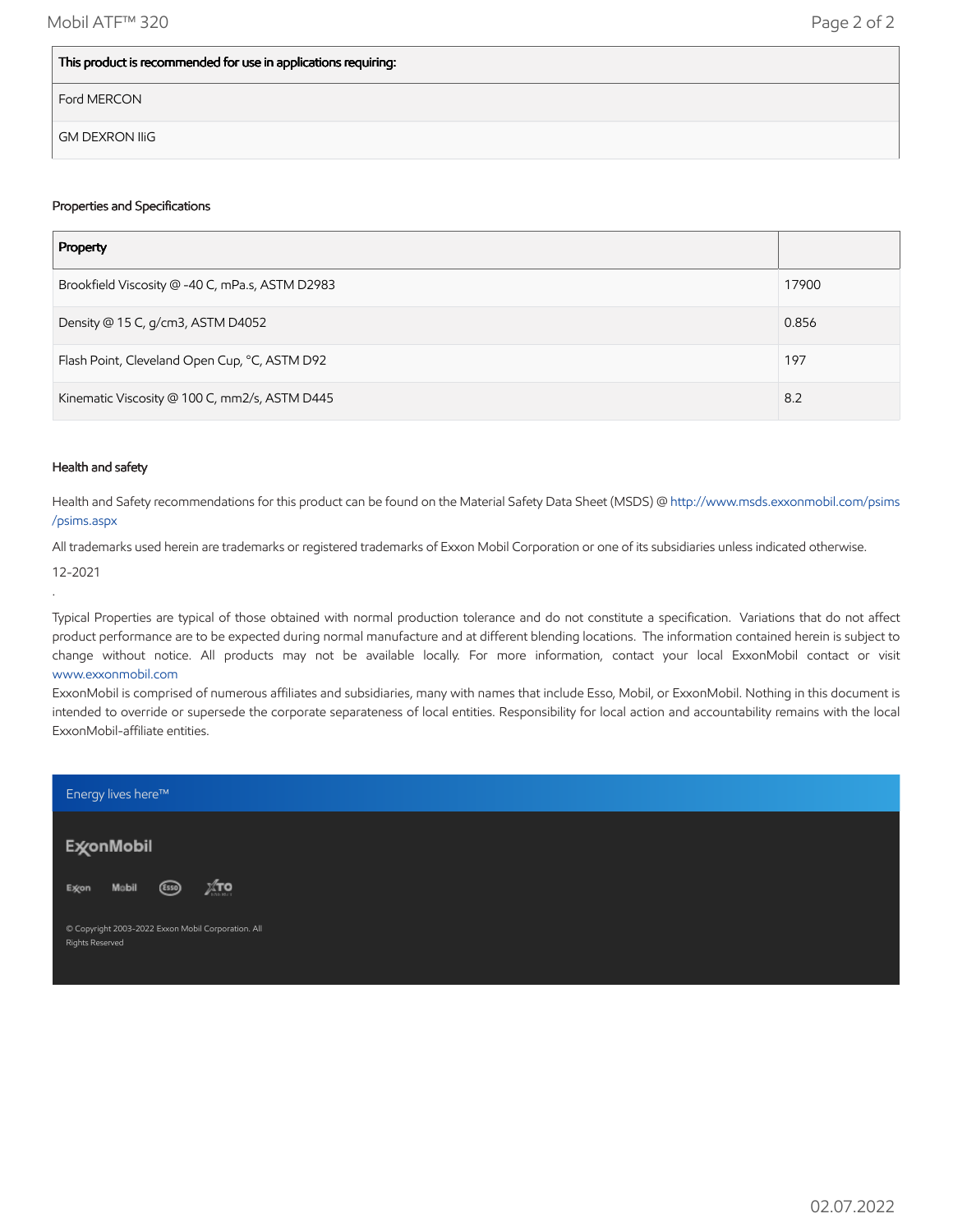| This product is recommended for use in applications requiring: |
|---|
| Ford MERCON |
| GM DEXRON IIiG |

### Properties and Specifications

| Property | |
|---|---|
| Brookfield Viscosity @ -40 C, mPa.s, ASTM D2983 | 17900 |
| Density @ 15 C, g/cm3, ASTM D4052 | 0.856 |
| Flash Point, Cleveland Open Cup, °C, ASTM D92 | 197 |
| Kinematic Viscosity @ 100 C, mm2/s, ASTM D445 | 8.2 |

### Health and safety

Health and Safety recommendations for this product can be found on the Material Safety Data Sheet (MSDS) @ http://www.msds.exxonmobil.com/psims/psims.aspx

All trademarks used herein are trademarks or registered trademarks of Exxon Mobil Corporation or one of its subsidiaries unless indicated otherwise.

12-2021

.

Typical Properties are typical of those obtained with normal production tolerance and do not constitute a specification. Variations that do not affect product performance are to be expected during normal manufacture and at different blending locations. The information contained herein is subject to change without notice. All products may not be available locally. For more information, contact your local ExxonMobil contact or visit www.exxonmobil.com

ExxonMobil is comprised of numerous affiliates and subsidiaries, many with names that include Esso, Mobil, or ExxonMobil. Nothing in this document is intended to override or supersede the corporate separateness of local entities. Responsibility for local action and accountability remains with the local ExxonMobil-affiliate entities.

Energy lives here™

ExxonMobil

Exxon Mobil Esso XTO

© Copyright 2003-2022 Exxon Mobil Corporation. All Rights Reserved

02.07.2022